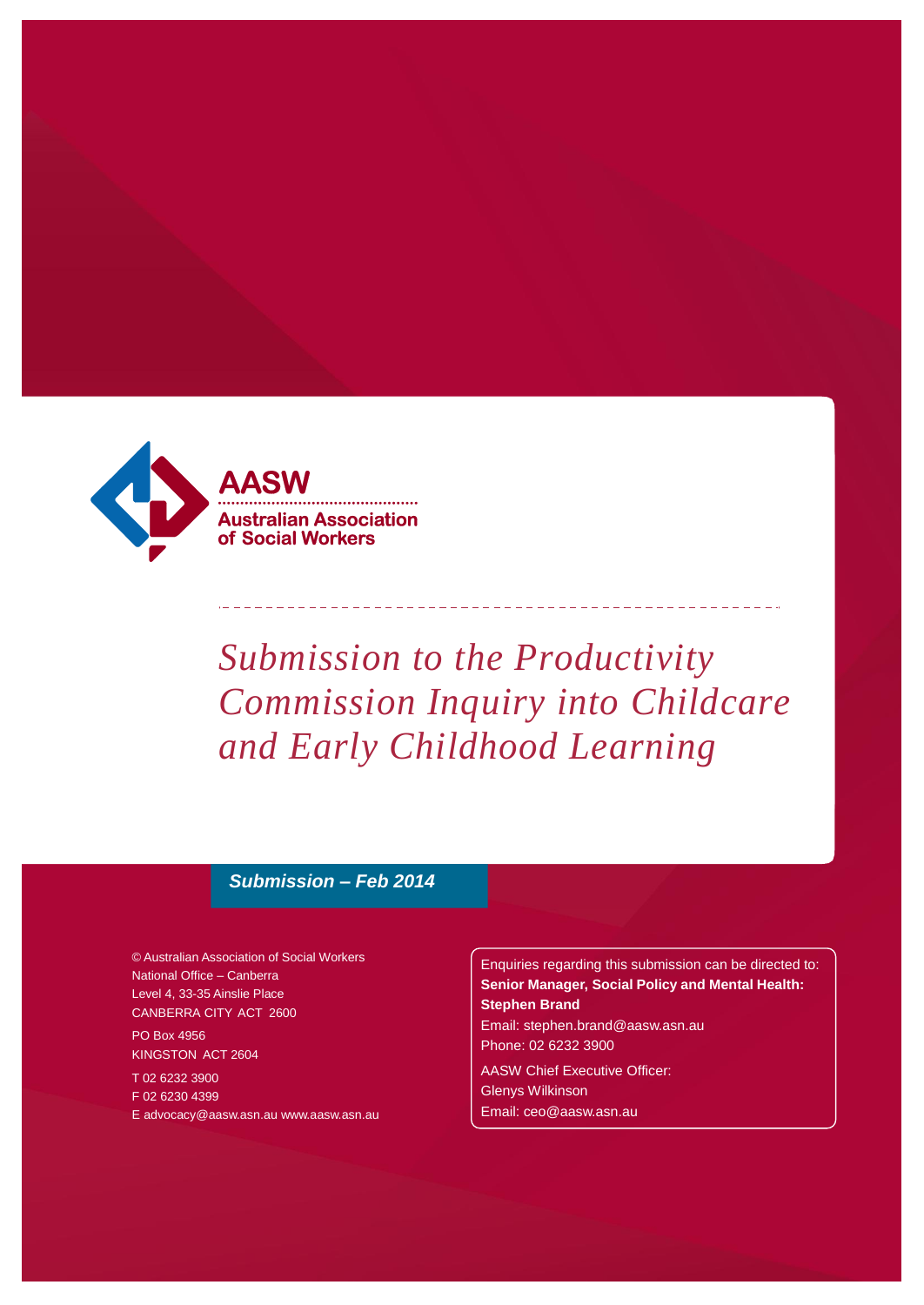AASW

Australian Association of Social Workers

# Submission to the Productivity Commission Inquiry into Childcare and Early Childhood Learning

***Submission – Feb 2014***

© Australian Association of Social Workers
National Office – Canberra
Level 4, 33-35 Ainslie Place
CANBERRA CITY ACT 2600

PO Box 4956
KINGSTON ACT 2604

T 02 6232 3900
F 02 6230 4399
E advocacy@aasw.asn.au www.aasw.asn.au

Enquiries regarding this submission can be directed to:
**Senior Manager, Social Policy and Mental Health: Stephen Brand**
Email: stephen.brand@aasw.asn.au
Phone: 02 6232 3900

AASW Chief Executive Officer:
Glenys Wilkinson
Email: ceo@aasw.asn.au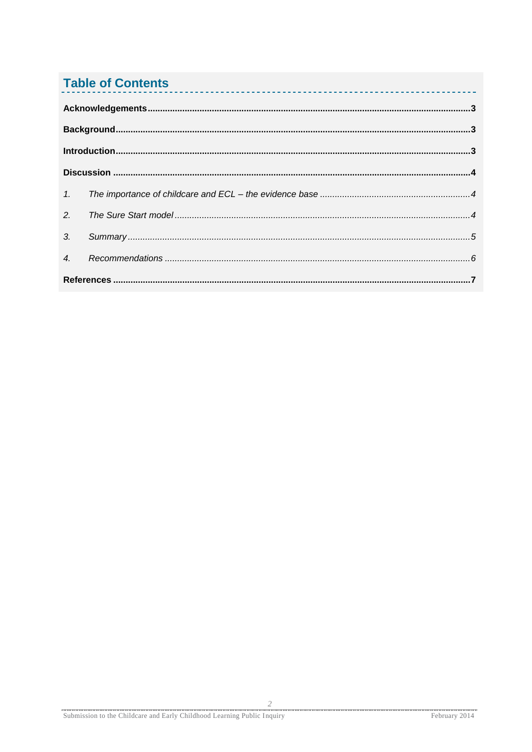## Table of Contents

**Acknowledgements** ........................................................................................................... **3**

**Background** ...................................................................................................................... **3**

**Introduction** ..................................................................................................................... **3**

**Discussion** ....................................................................................................................... **4**

1. *The importance of childcare and ECL – the evidence base* ........................................... *4*
2. *The Sure Start model* ................................................................................................... *4*
3. *Summary* ..................................................................................................................... *5*
4. *Recommendations* ....................................................................................................... *6*

**References** ........................................................................................................................ **7**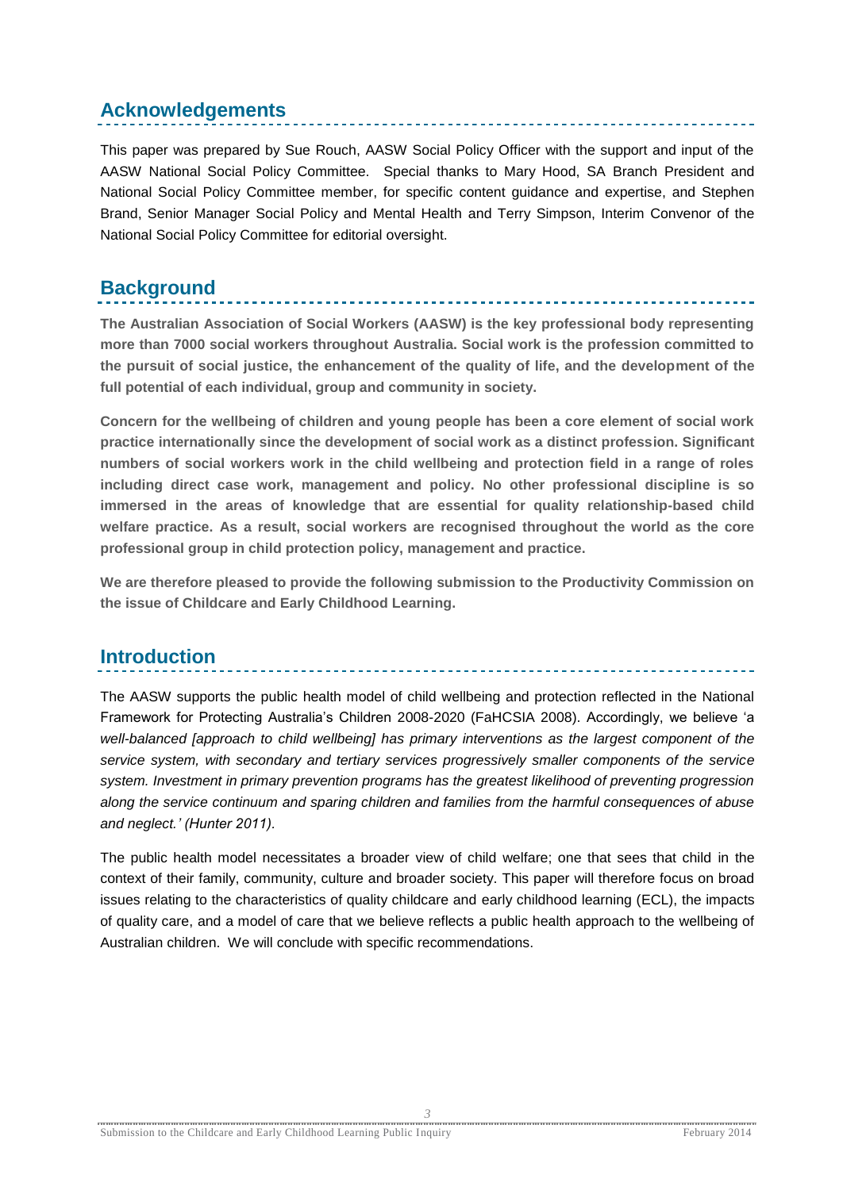## Acknowledgements

This paper was prepared by Sue Rouch, AASW Social Policy Officer with the support and input of the AASW National Social Policy Committee. Special thanks to Mary Hood, SA Branch President and National Social Policy Committee member, for specific content guidance and expertise, and Stephen Brand, Senior Manager Social Policy and Mental Health and Terry Simpson, Interim Convenor of the National Social Policy Committee for editorial oversight.

## Background

**The Australian Association of Social Workers (AASW) is the key professional body representing more than 7000 social workers throughout Australia. Social work is the profession committed to the pursuit of social justice, the enhancement of the quality of life, and the development of the full potential of each individual, group and community in society.**

**Concern for the wellbeing of children and young people has been a core element of social work practice internationally since the development of social work as a distinct profession. Significant numbers of social workers work in the child wellbeing and protection field in a range of roles including direct case work, management and policy. No other professional discipline is so immersed in the areas of knowledge that are essential for quality relationship-based child welfare practice. As a result, social workers are recognised throughout the world as the core professional group in child protection policy, management and practice.**

**We are therefore pleased to provide the following submission to the Productivity Commission on the issue of Childcare and Early Childhood Learning.**

## Introduction

The AASW supports the public health model of child wellbeing and protection reflected in the National Framework for Protecting Australia's Children 2008-2020 (FaHCSIA 2008). Accordingly, we believe 'a *well-balanced [approach to child wellbeing] has primary interventions as the largest component of the service system, with secondary and tertiary services progressively smaller components of the service system. Investment in primary prevention programs has the greatest likelihood of preventing progression along the service continuum and sparing children and families from the harmful consequences of abuse and neglect.' (Hunter 2011).*

The public health model necessitates a broader view of child welfare; one that sees that child in the context of their family, community, culture and broader society. This paper will therefore focus on broad issues relating to the characteristics of quality childcare and early childhood learning (ECL), the impacts of quality care, and a model of care that we believe reflects a public health approach to the wellbeing of Australian children. We will conclude with specific recommendations.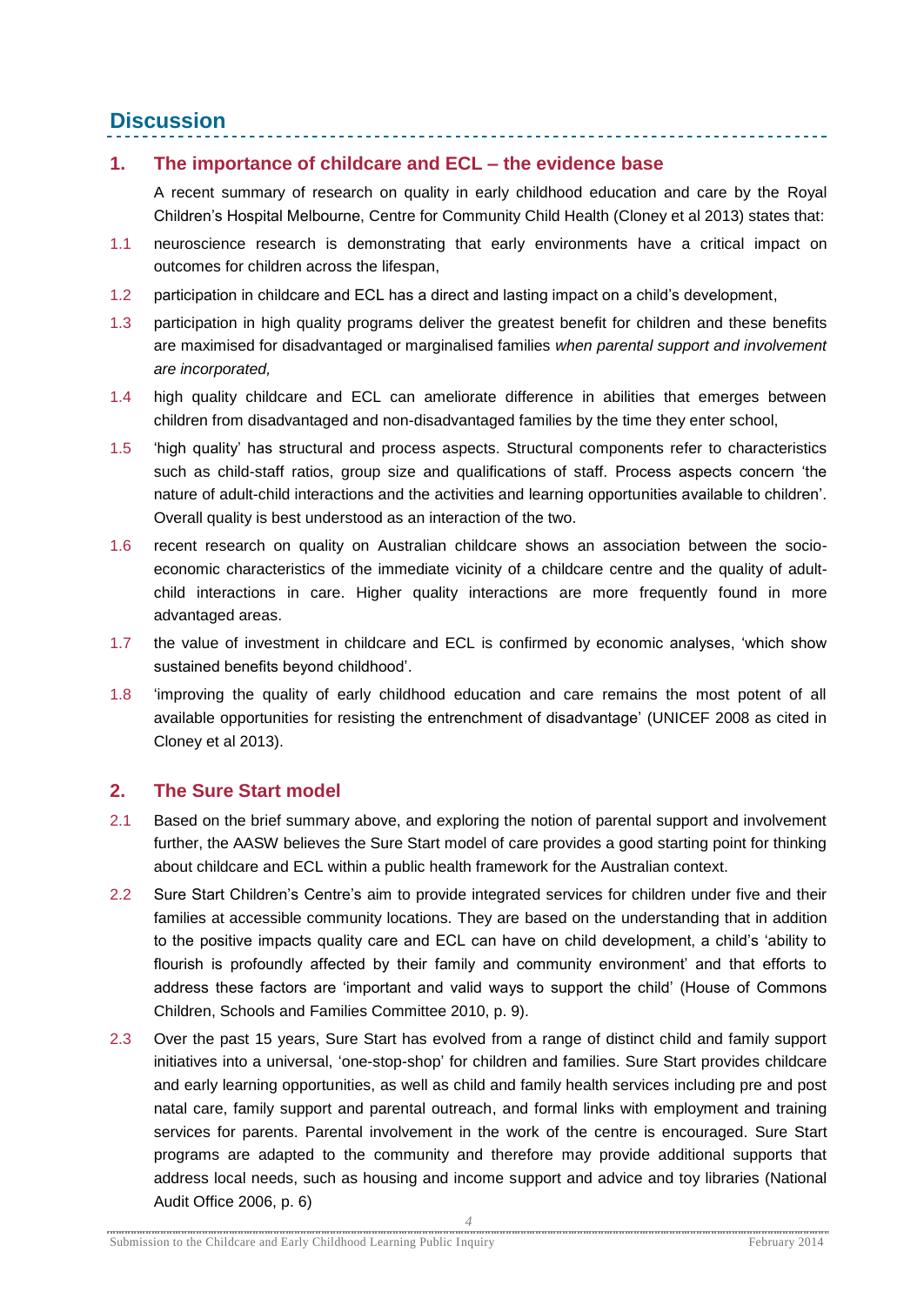## Discussion

### 1. The importance of childcare and ECL – the evidence base

A recent summary of research on quality in early childhood education and care by the Royal Children's Hospital Melbourne, Centre for Community Child Health (Cloney et al 2013) states that:

1.1 neuroscience research is demonstrating that early environments have a critical impact on outcomes for children across the lifespan,

1.2 participation in childcare and ECL has a direct and lasting impact on a child's development,

1.3 participation in high quality programs deliver the greatest benefit for children and these benefits are maximised for disadvantaged or marginalised families *when parental support and involvement are incorporated,*

1.4 high quality childcare and ECL can ameliorate difference in abilities that emerges between children from disadvantaged and non-disadvantaged families by the time they enter school,

1.5 'high quality' has structural and process aspects. Structural components refer to characteristics such as child-staff ratios, group size and qualifications of staff. Process aspects concern 'the nature of adult-child interactions and the activities and learning opportunities available to children'. Overall quality is best understood as an interaction of the two.

1.6 recent research on quality on Australian childcare shows an association between the socio-economic characteristics of the immediate vicinity of a childcare centre and the quality of adult-child interactions in care. Higher quality interactions are more frequently found in more advantaged areas.

1.7 the value of investment in childcare and ECL is confirmed by economic analyses, 'which show sustained benefits beyond childhood'.

1.8 'improving the quality of early childhood education and care remains the most potent of all available opportunities for resisting the entrenchment of disadvantage' (UNICEF 2008 as cited in Cloney et al 2013).

### 2. The Sure Start model

2.1 Based on the brief summary above, and exploring the notion of parental support and involvement further, the AASW believes the Sure Start model of care provides a good starting point for thinking about childcare and ECL within a public health framework for the Australian context.

2.2 Sure Start Children's Centre's aim to provide integrated services for children under five and their families at accessible community locations. They are based on the understanding that in addition to the positive impacts quality care and ECL can have on child development, a child's 'ability to flourish is profoundly affected by their family and community environment' and that efforts to address these factors are 'important and valid ways to support the child' (House of Commons Children, Schools and Families Committee 2010, p. 9).

2.3 Over the past 15 years, Sure Start has evolved from a range of distinct child and family support initiatives into a universal, 'one-stop-shop' for children and families. Sure Start provides childcare and early learning opportunities, as well as child and family health services including pre and post natal care, family support and parental outreach, and formal links with employment and training services for parents. Parental involvement in the work of the centre is encouraged. Sure Start programs are adapted to the community and therefore may provide additional supports that address local needs, such as housing and income support and advice and toy libraries (National Audit Office 2006, p. 6)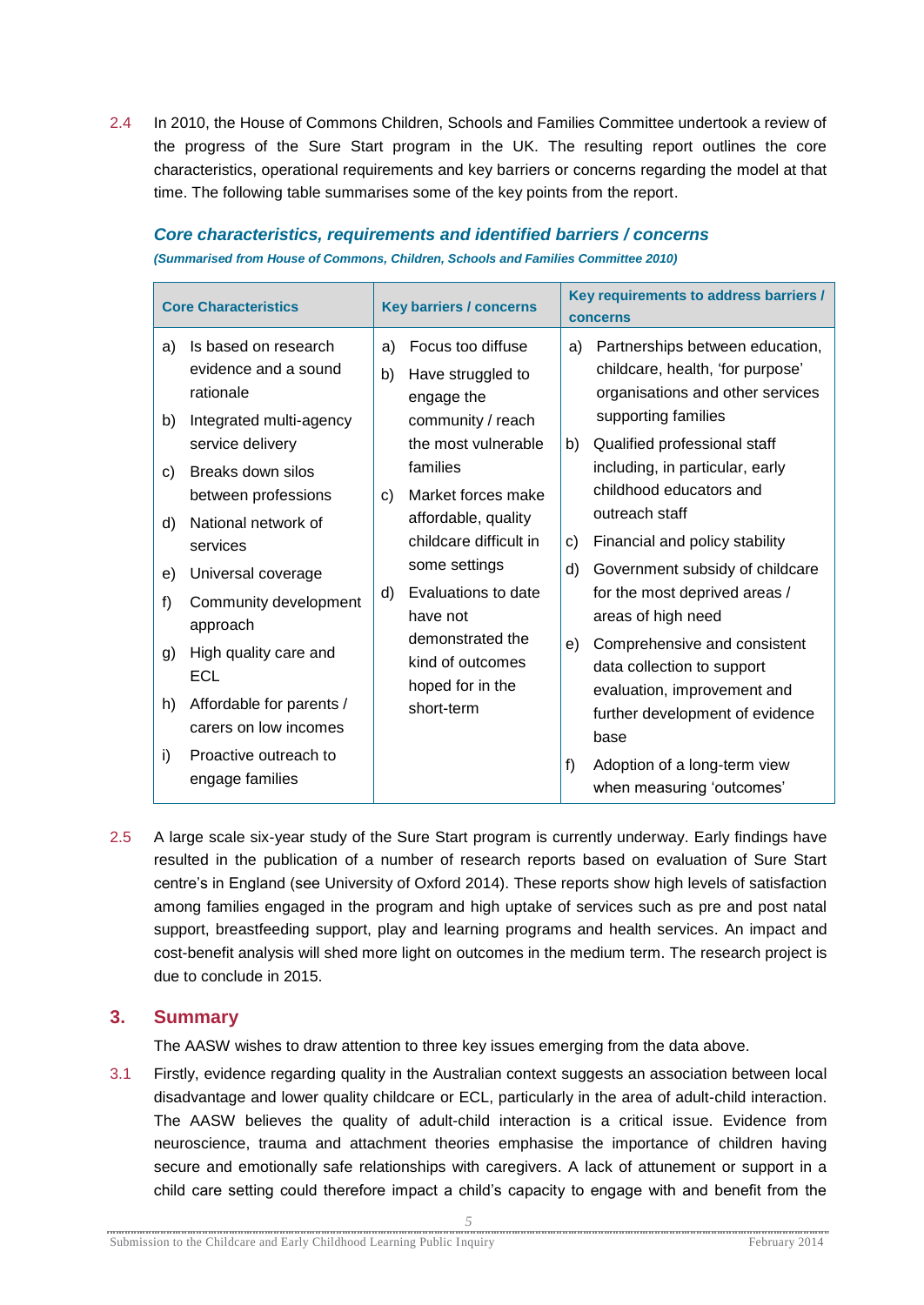2.4 In 2010, the House of Commons Children, Schools and Families Committee undertook a review of the progress of the Sure Start program in the UK. The resulting report outlines the core characteristics, operational requirements and key barriers or concerns regarding the model at that time. The following table summarises some of the key points from the report.

### *Core characteristics, requirements and identified barriers / concerns*

***(Summarised from House of Commons, Children, Schools and Families Committee 2010)***

| Core Characteristics | Key barriers / concerns | Key requirements to address barriers / concerns |
|---|---|---|
| a) Is based on research evidence and a sound rationale<br>b) Integrated multi-agency service delivery<br>c) Breaks down silos between professions<br>d) National network of services<br>e) Universal coverage<br>f) Community development approach<br>g) High quality care and ECL<br>h) Affordable for parents / carers on low incomes<br>i) Proactive outreach to engage families | a) Focus too diffuse<br>b) Have struggled to engage the community / reach the most vulnerable families<br>c) Market forces make affordable, quality childcare difficult in some settings<br>d) Evaluations to date have not demonstrated the kind of outcomes hoped for in the short-term | a) Partnerships between education, childcare, health, 'for purpose' organisations and other services supporting families<br>b) Qualified professional staff including, in particular, early childhood educators and outreach staff<br>c) Financial and policy stability<br>d) Government subsidy of childcare for the most deprived areas / areas of high need<br>e) Comprehensive and consistent data collection to support evaluation, improvement and further development of evidence base<br>f) Adoption of a long-term view when measuring 'outcomes' |

2.5 A large scale six-year study of the Sure Start program is currently underway. Early findings have resulted in the publication of a number of research reports based on evaluation of Sure Start centre's in England (see University of Oxford 2014). These reports show high levels of satisfaction among families engaged in the program and high uptake of services such as pre and post natal support, breastfeeding support, play and learning programs and health services. An impact and cost-benefit analysis will shed more light on outcomes in the medium term. The research project is due to conclude in 2015.

## 3. Summary

The AASW wishes to draw attention to three key issues emerging from the data above.

3.1 Firstly, evidence regarding quality in the Australian context suggests an association between local disadvantage and lower quality childcare or ECL, particularly in the area of adult-child interaction. The AASW believes the quality of adult-child interaction is a critical issue. Evidence from neuroscience, trauma and attachment theories emphasise the importance of children having secure and emotionally safe relationships with caregivers. A lack of attunement or support in a child care setting could therefore impact a child's capacity to engage with and benefit from the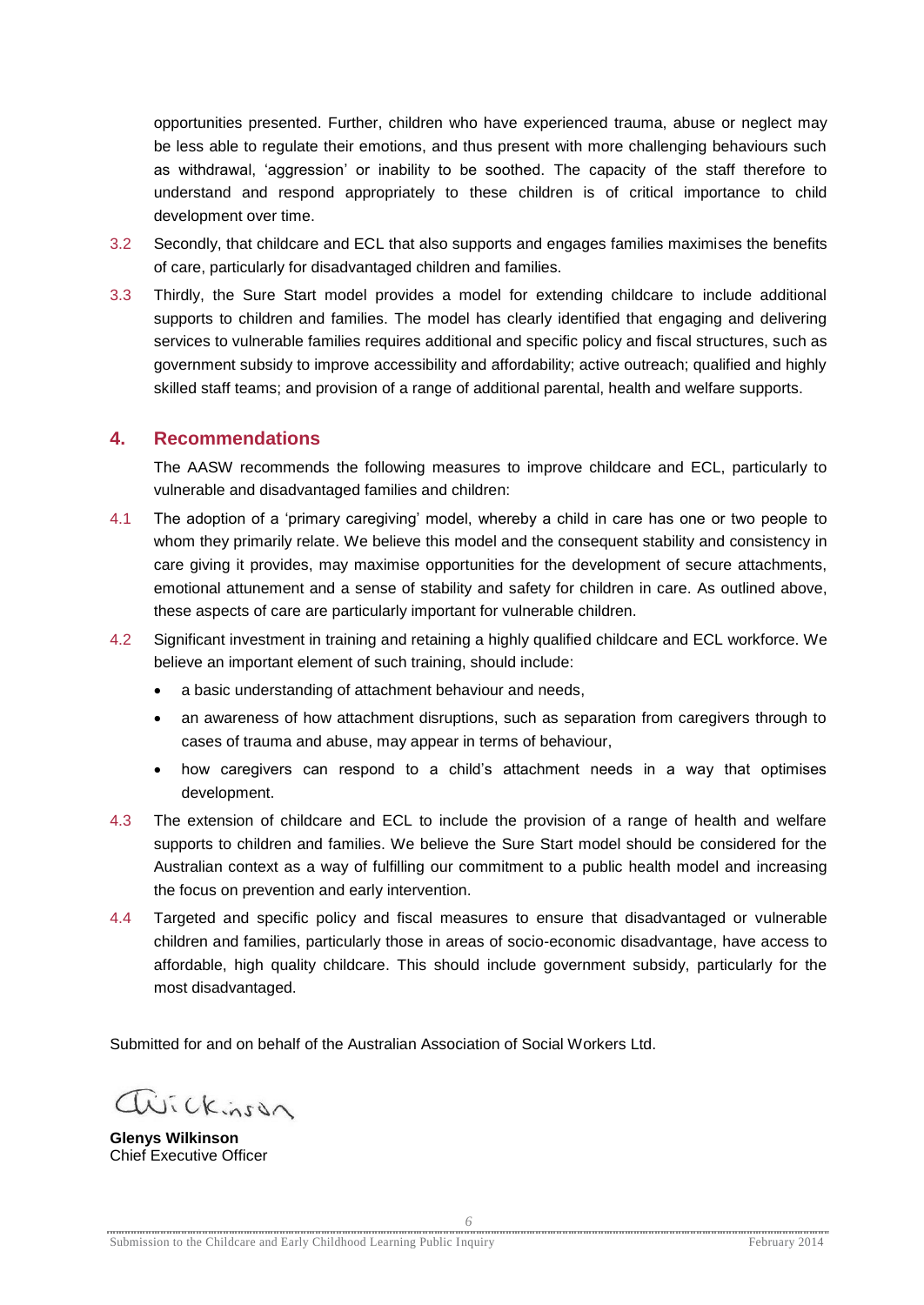opportunities presented. Further, children who have experienced trauma, abuse or neglect may be less able to regulate their emotions, and thus present with more challenging behaviours such as withdrawal, 'aggression' or inability to be soothed. The capacity of the staff therefore to understand and respond appropriately to these children is of critical importance to child development over time.

3.2 Secondly, that childcare and ECL that also supports and engages families maximises the benefits of care, particularly for disadvantaged children and families.

3.3 Thirdly, the Sure Start model provides a model for extending childcare to include additional supports to children and families. The model has clearly identified that engaging and delivering services to vulnerable families requires additional and specific policy and fiscal structures, such as government subsidy to improve accessibility and affordability; active outreach; qualified and highly skilled staff teams; and provision of a range of additional parental, health and welfare supports.

## 4. Recommendations

The AASW recommends the following measures to improve childcare and ECL, particularly to vulnerable and disadvantaged families and children:

4.1 The adoption of a 'primary caregiving' model, whereby a child in care has one or two people to whom they primarily relate. We believe this model and the consequent stability and consistency in care giving it provides, may maximise opportunities for the development of secure attachments, emotional attunement and a sense of stability and safety for children in care. As outlined above, these aspects of care are particularly important for vulnerable children.

4.2 Significant investment in training and retaining a highly qualified childcare and ECL workforce. We believe an important element of such training, should include:

- a basic understanding of attachment behaviour and needs,
- an awareness of how attachment disruptions, such as separation from caregivers through to cases of trauma and abuse, may appear in terms of behaviour,
- how caregivers can respond to a child's attachment needs in a way that optimises development.

4.3 The extension of childcare and ECL to include the provision of a range of health and welfare supports to children and families. We believe the Sure Start model should be considered for the Australian context as a way of fulfilling our commitment to a public health model and increasing the focus on prevention and early intervention.

4.4 Targeted and specific policy and fiscal measures to ensure that disadvantaged or vulnerable children and families, particularly those in areas of socio-economic disadvantage, have access to affordable, high quality childcare. This should include government subsidy, particularly for the most disadvantaged.

Submitted for and on behalf of the Australian Association of Social Workers Ltd.

**Glenys Wilkinson**
Chief Executive Officer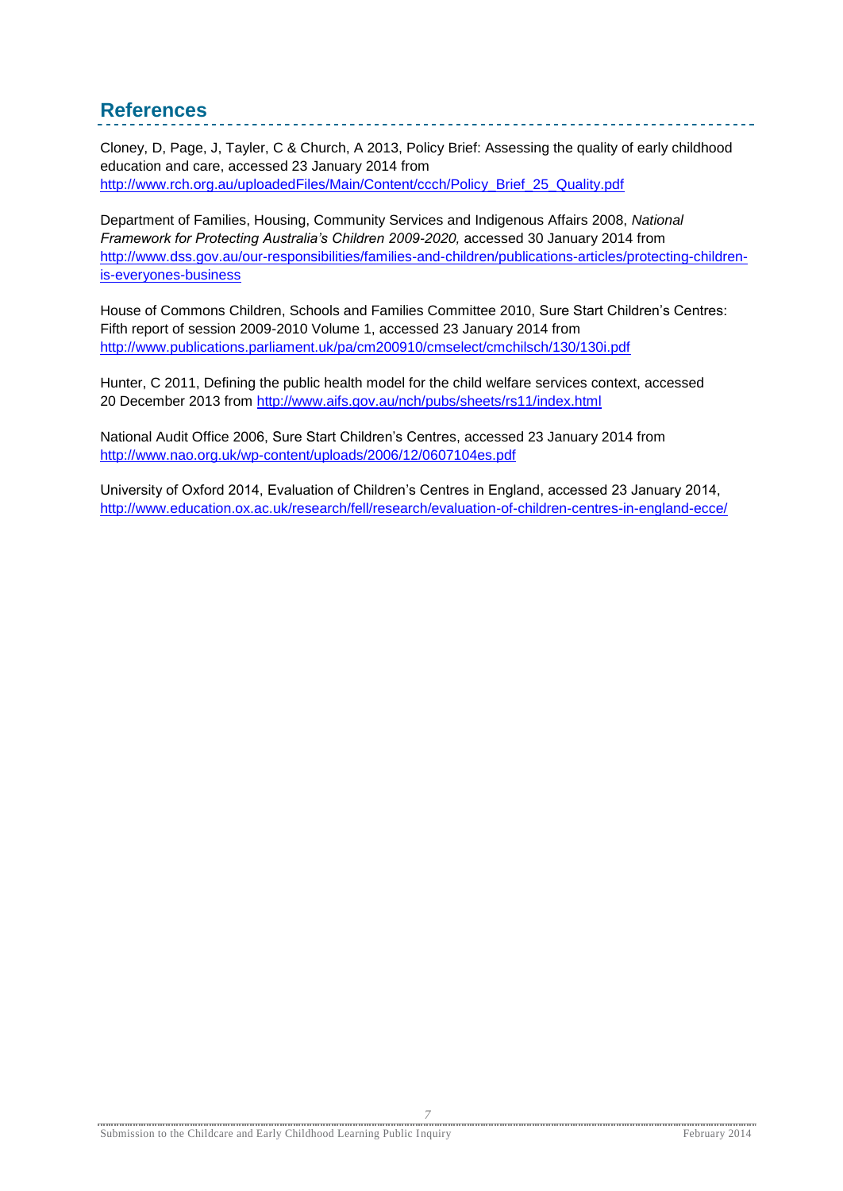## References

Cloney, D, Page, J, Tayler, C & Church, A 2013, Policy Brief: Assessing the quality of early childhood education and care, accessed 23 January 2014 from http://www.rch.org.au/uploadedFiles/Main/Content/ccch/Policy_Brief_25_Quality.pdf

Department of Families, Housing, Community Services and Indigenous Affairs 2008, *National Framework for Protecting Australia's Children 2009-2020,* accessed 30 January 2014 from http://www.dss.gov.au/our-responsibilities/families-and-children/publications-articles/protecting-children-is-everyones-business

House of Commons Children, Schools and Families Committee 2010, Sure Start Children's Centres: Fifth report of session 2009-2010 Volume 1, accessed 23 January 2014 from http://www.publications.parliament.uk/pa/cm200910/cmselect/cmchilsch/130/130i.pdf

Hunter, C 2011, Defining the public health model for the child welfare services context, accessed 20 December 2013 from http://www.aifs.gov.au/nch/pubs/sheets/rs11/index.html

National Audit Office 2006, Sure Start Children's Centres, accessed 23 January 2014 from http://www.nao.org.uk/wp-content/uploads/2006/12/0607104es.pdf

University of Oxford 2014, Evaluation of Children's Centres in England, accessed 23 January 2014, http://www.education.ox.ac.uk/research/fell/research/evaluation-of-children-centres-in-england-ecce/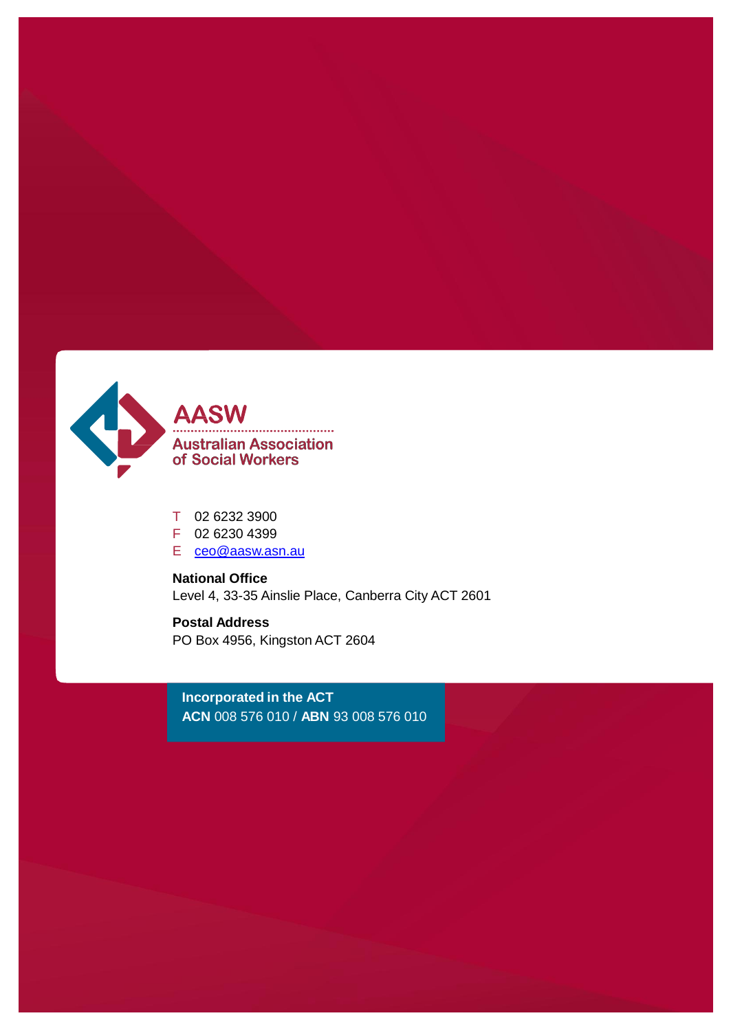**AASW**

**Australian Association of Social Workers**

T 02 6232 3900
F 02 6230 4399
E ceo@aasw.asn.au

**National Office**
Level 4, 33-35 Ainslie Place, Canberra City ACT 2601

**Postal Address**
PO Box 4956, Kingston ACT 2604

**Incorporated in the ACT**
**ACN** 008 576 010 / **ABN** 93 008 576 010